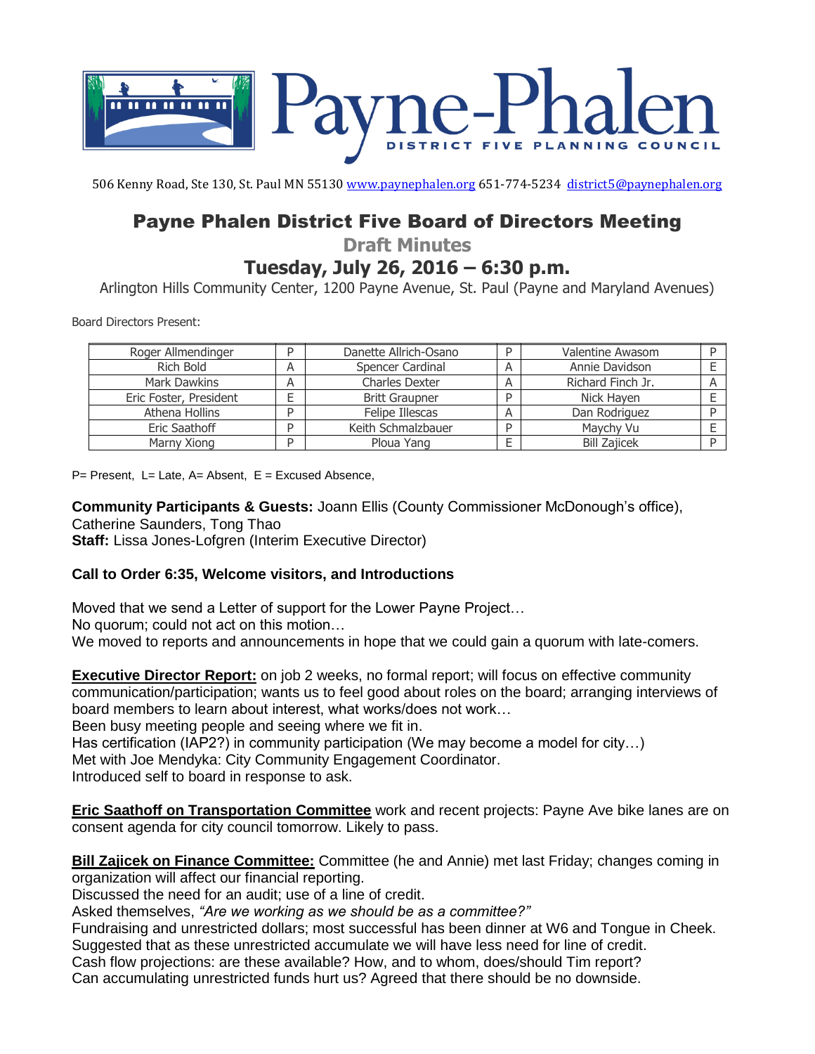# Payne-Phalen

DISTRICT FIVE PLANNING COUNCIL

506 Kenny Road, Ste 130, St. Paul MN 55130 www.paynephalen.org 651-774-5234 district5@paynephalen.org

## Payne Phalen District Five Board of Directors Meeting

### Draft Minutes

### Tuesday, July 26, 2016 – 6:30 p.m.

Arlington Hills Community Center, 1200 Payne Avenue, St. Paul (Payne and Maryland Avenues)

Board Directors Present:

| | | | | | |
|---|---|---|---|---|---|
| Roger Allmendinger | P | Danette Allrich-Osano | P | Valentine Awasom | P |
| Rich Bold | A | Spencer Cardinal | A | Annie Davidson | E |
| Mark Dawkins | A | Charles Dexter | A | Richard Finch Jr. | A |
| Eric Foster, President | E | Britt Graupner | P | Nick Hayen | E |
| Athena Hollins | P | Felipe Illescas | A | Dan Rodriguez | P |
| Eric Saathoff | P | Keith Schmalzbauer | P | Maychy Vu | E |
| Marny Xiong | P | Ploua Yang | E | Bill Zajicek | P |

P= Present, L= Late, A= Absent, E = Excused Absence,

**Community Participants & Guests:** Joann Ellis (County Commissioner McDonough's office), Catherine Saunders, Tong Thao

**Staff:** Lissa Jones-Lofgren (Interim Executive Director)

**Call to Order 6:35, Welcome visitors, and Introductions**

Moved that we send a Letter of support for the Lower Payne Project…
No quorum; could not act on this motion…
We moved to reports and announcements in hope that we could gain a quorum with late-comers.

**Executive Director Report:** on job 2 weeks, no formal report; will focus on effective community communication/participation; wants us to feel good about roles on the board; arranging interviews of board members to learn about interest, what works/does not work…
Been busy meeting people and seeing where we fit in.
Has certification (IAP2?) in community participation (We may become a model for city…)
Met with Joe Mendyka: City Community Engagement Coordinator.
Introduced self to board in response to ask.

**Eric Saathoff on Transportation Committee** work and recent projects: Payne Ave bike lanes are on consent agenda for city council tomorrow. Likely to pass.

**Bill Zajicek on Finance Committee:** Committee (he and Annie) met last Friday; changes coming in organization will affect our financial reporting.
Discussed the need for an audit; use of a line of credit.
Asked themselves, *"Are we working as we should be as a committee?"*
Fundraising and unrestricted dollars; most successful has been dinner at W6 and Tongue in Cheek.
Suggested that as these unrestricted accumulate we will have less need for line of credit.
Cash flow projections: are these available? How, and to whom, does/should Tim report?
Can accumulating unrestricted funds hurt us? Agreed that there should be no downside.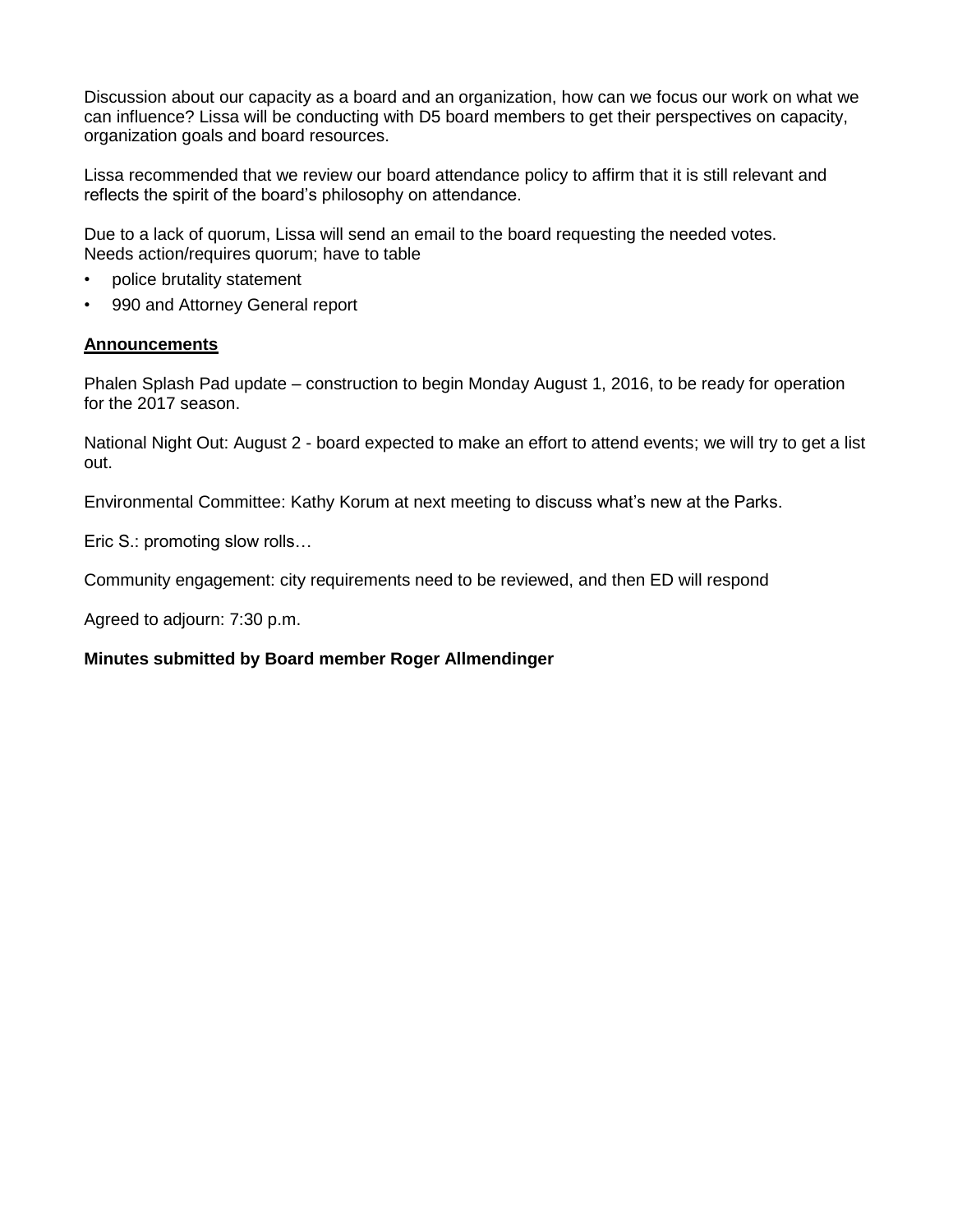Discussion about our capacity as a board and an organization, how can we focus our work on what we can influence? Lissa will be conducting with D5 board members to get their perspectives on capacity, organization goals and board resources.

Lissa recommended that we review our board attendance policy to affirm that it is still relevant and reflects the spirit of the board's philosophy on attendance.

Due to a lack of quorum, Lissa will send an email to the board requesting the needed votes.
Needs action/requires quorum; have to table

- police brutality statement
- 990 and Attorney General report

**Announcements**

Phalen Splash Pad update – construction to begin Monday August 1, 2016, to be ready for operation for the 2017 season.

National Night Out: August 2 - board expected to make an effort to attend events; we will try to get a list out.

Environmental Committee: Kathy Korum at next meeting to discuss what's new at the Parks.

Eric S.: promoting slow rolls…

Community engagement: city requirements need to be reviewed, and then ED will respond

Agreed to adjourn: 7:30 p.m.

**Minutes submitted by Board member Roger Allmendinger**